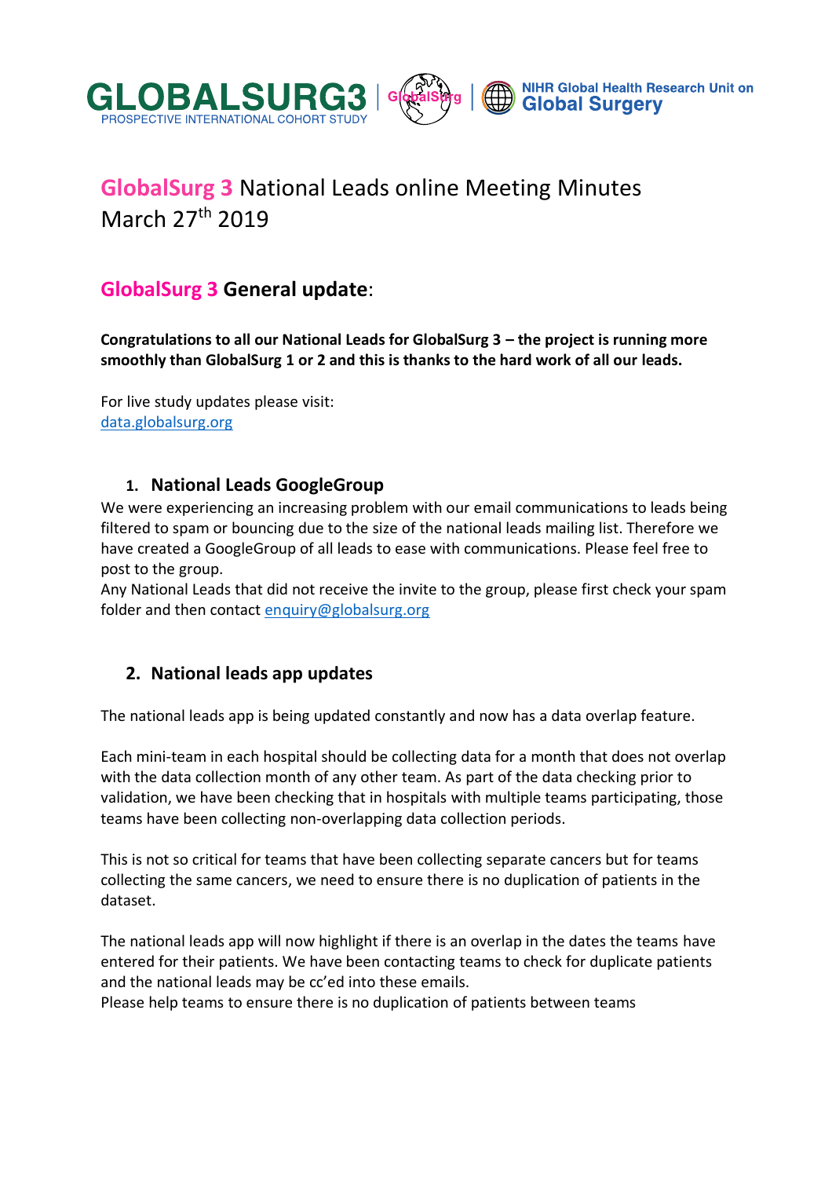# GlobalSurg 3 National Leads online Meeting Minutes March 27th 2019

## GlobalSurg 3 General update:

**Congratulations to all our National Leads for GlobalSurg 3 – the project is running more smoothly than GlobalSurg 1 or 2 and this is thanks to the hard work of all our leads.**

For live study updates please visit:
data.globalsurg.org

### 1. National Leads GoogleGroup

We were experiencing an increasing problem with our email communications to leads being filtered to spam or bouncing due to the size of the national leads mailing list. Therefore we have created a GoogleGroup of all leads to ease with communications. Please feel free to post to the group.
Any National Leads that did not receive the invite to the group, please first check your spam folder and then contact enquiry@globalsurg.org

### 2. National leads app updates

The national leads app is being updated constantly and now has a data overlap feature.

Each mini-team in each hospital should be collecting data for a month that does not overlap with the data collection month of any other team. As part of the data checking prior to validation, we have been checking that in hospitals with multiple teams participating, those teams have been collecting non-overlapping data collection periods.

This is not so critical for teams that have been collecting separate cancers but for teams collecting the same cancers, we need to ensure there is no duplication of patients in the dataset.

The national leads app will now highlight if there is an overlap in the dates the teams have entered for their patients. We have been contacting teams to check for duplicate patients and the national leads may be cc'ed into these emails.
Please help teams to ensure there is no duplication of patients between teams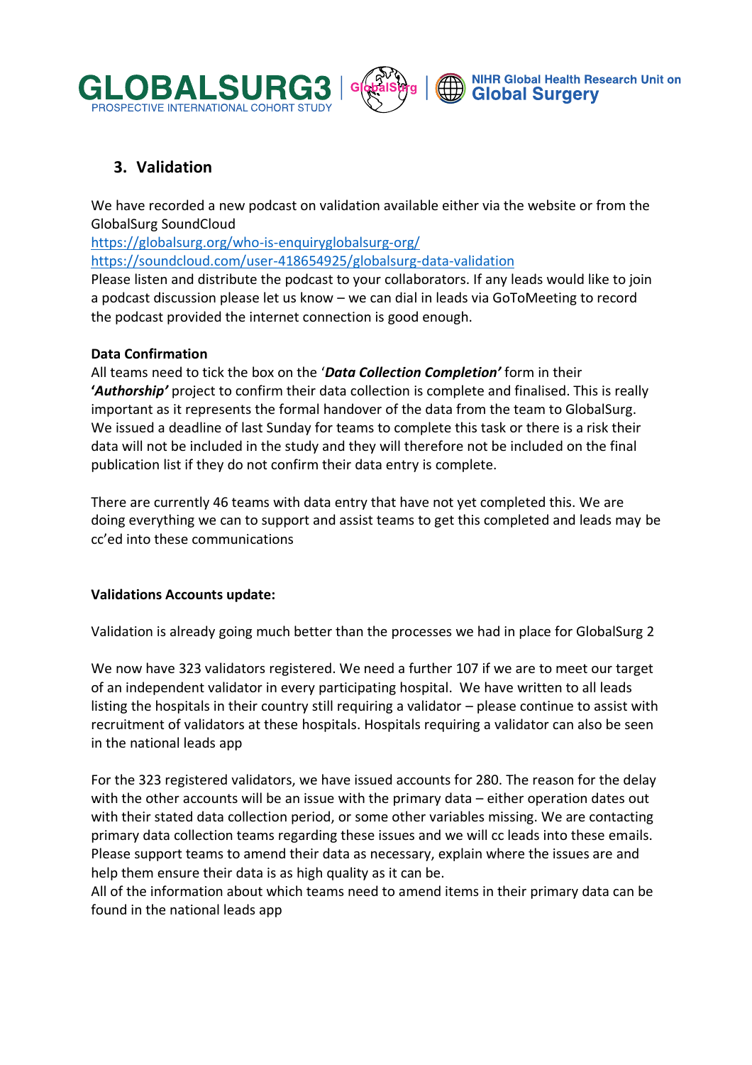## 3. Validation

We have recorded a new podcast on validation available either via the website or from the GlobalSurg SoundCloud
https://globalsurg.org/who-is-enquiryglobalsurg-org/
https://soundcloud.com/user-418654925/globalsurg-data-validation
Please listen and distribute the podcast to your collaborators. If any leads would like to join a podcast discussion please let us know – we can dial in leads via GoToMeeting to record the podcast provided the internet connection is good enough.

**Data Confirmation**
All teams need to tick the box on the '***Data Collection Completion'*** form in their **'*Authorship'*** project to confirm their data collection is complete and finalised. This is really important as it represents the formal handover of the data from the team to GlobalSurg. We issued a deadline of last Sunday for teams to complete this task or there is a risk their data will not be included in the study and they will therefore not be included on the final publication list if they do not confirm their data entry is complete.

There are currently 46 teams with data entry that have not yet completed this. We are doing everything we can to support and assist teams to get this completed and leads may be cc'ed into these communications

**Validations Accounts update:**

Validation is already going much better than the processes we had in place for GlobalSurg 2

We now have 323 validators registered. We need a further 107 if we are to meet our target of an independent validator in every participating hospital. We have written to all leads listing the hospitals in their country still requiring a validator – please continue to assist with recruitment of validators at these hospitals. Hospitals requiring a validator can also be seen in the national leads app

For the 323 registered validators, we have issued accounts for 280. The reason for the delay with the other accounts will be an issue with the primary data – either operation dates out with their stated data collection period, or some other variables missing. We are contacting primary data collection teams regarding these issues and we will cc leads into these emails. Please support teams to amend their data as necessary, explain where the issues are and help them ensure their data is as high quality as it can be.
All of the information about which teams need to amend items in their primary data can be found in the national leads app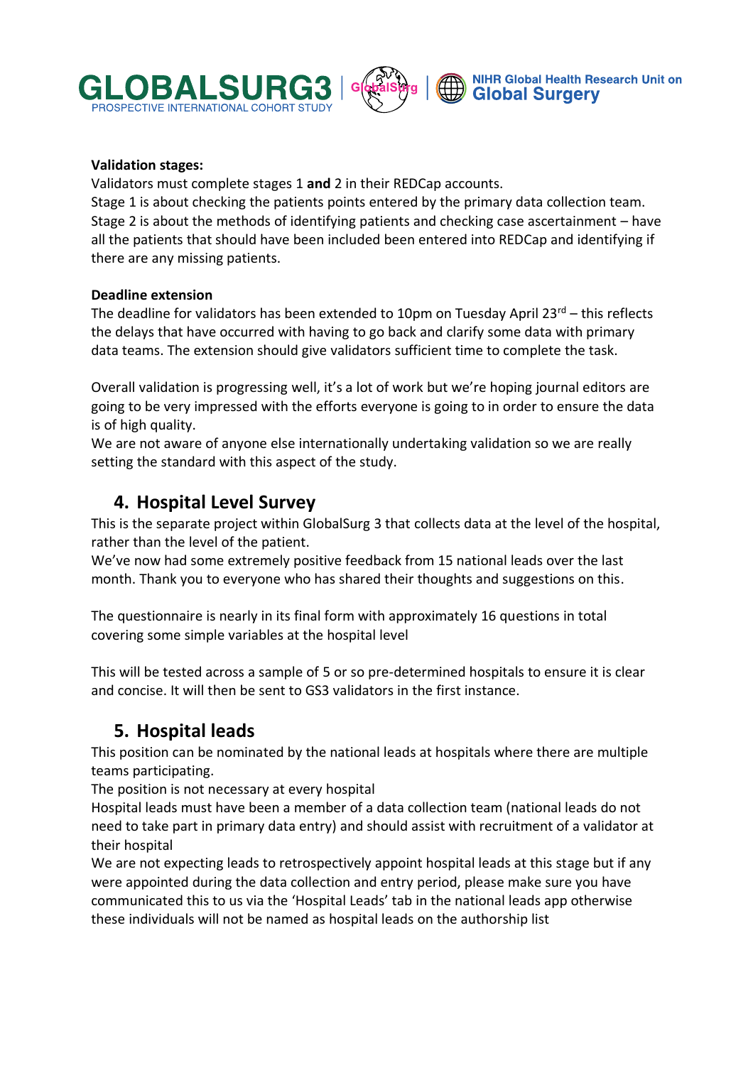**Validation stages:**

Validators must complete stages 1 **and** 2 in their REDCap accounts.
Stage 1 is about checking the patients points entered by the primary data collection team.
Stage 2 is about the methods of identifying patients and checking case ascertainment – have all the patients that should have been included been entered into REDCap and identifying if there are any missing patients.

**Deadline extension**

The deadline for validators has been extended to 10pm on Tuesday April 23rd – this reflects the delays that have occurred with having to go back and clarify some data with primary data teams. The extension should give validators sufficient time to complete the task.

Overall validation is progressing well, it's a lot of work but we're hoping journal editors are going to be very impressed with the efforts everyone is going to in order to ensure the data is of high quality.
We are not aware of anyone else internationally undertaking validation so we are really setting the standard with this aspect of the study.

## 4. Hospital Level Survey

This is the separate project within GlobalSurg 3 that collects data at the level of the hospital, rather than the level of the patient.
We've now had some extremely positive feedback from 15 national leads over the last month. Thank you to everyone who has shared their thoughts and suggestions on this.

The questionnaire is nearly in its final form with approximately 16 questions in total covering some simple variables at the hospital level

This will be tested across a sample of 5 or so pre-determined hospitals to ensure it is clear and concise. It will then be sent to GS3 validators in the first instance.

## 5. Hospital leads

This position can be nominated by the national leads at hospitals where there are multiple teams participating.
The position is not necessary at every hospital
Hospital leads must have been a member of a data collection team (national leads do not need to take part in primary data entry) and should assist with recruitment of a validator at their hospital
We are not expecting leads to retrospectively appoint hospital leads at this stage but if any were appointed during the data collection and entry period, please make sure you have communicated this to us via the 'Hospital Leads' tab in the national leads app otherwise these individuals will not be named as hospital leads on the authorship list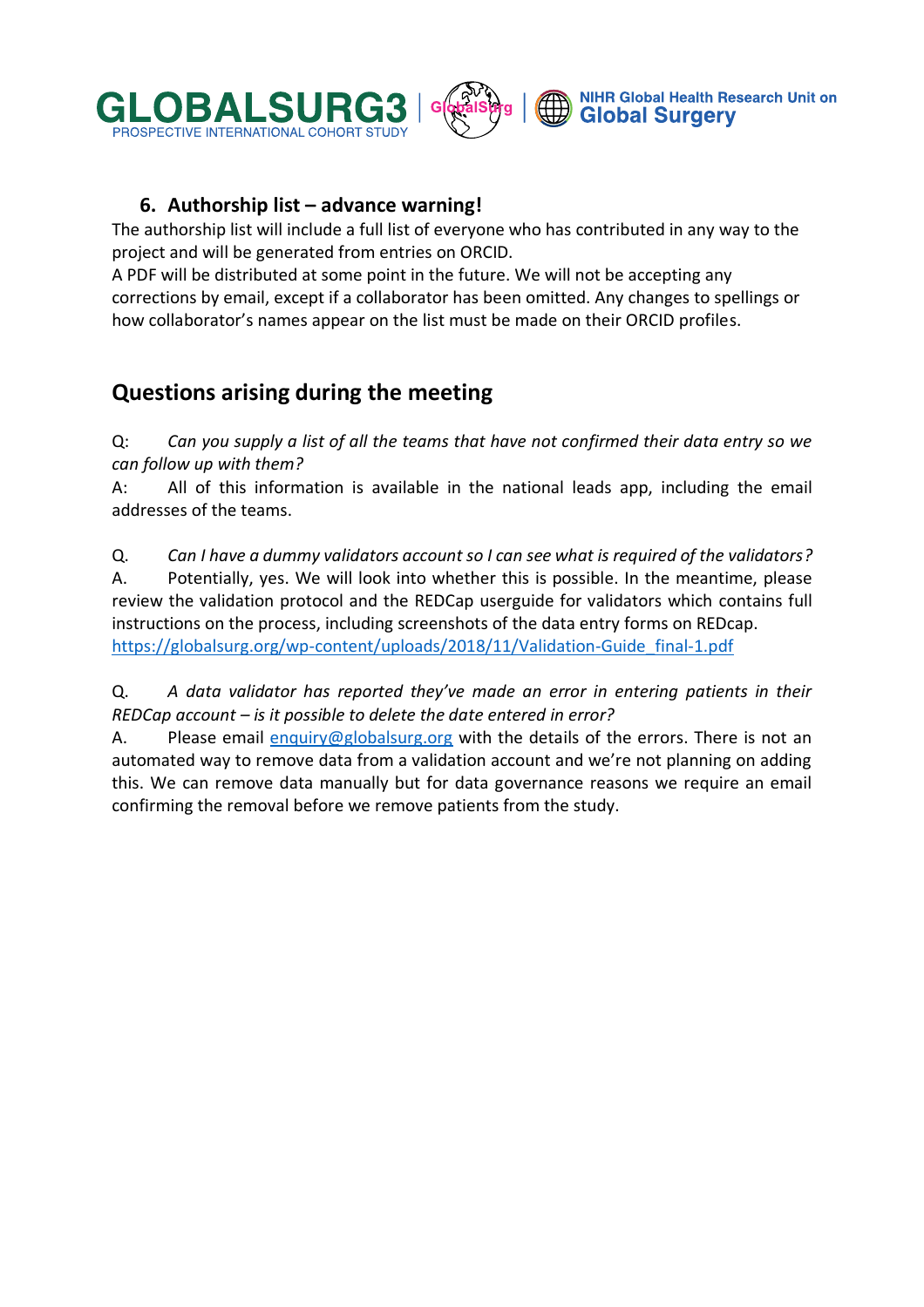## 6. Authorship list – advance warning!

The authorship list will include a full list of everyone who has contributed in any way to the project and will be generated from entries on ORCID.
A PDF will be distributed at some point in the future. We will not be accepting any corrections by email, except if a collaborator has been omitted. Any changes to spellings or how collaborator's names appear on the list must be made on their ORCID profiles.

## Questions arising during the meeting

Q: *Can you supply a list of all the teams that have not confirmed their data entry so we can follow up with them?*
A: All of this information is available in the national leads app, including the email addresses of the teams.

Q. *Can I have a dummy validators account so I can see what is required of the validators?*
A. Potentially, yes. We will look into whether this is possible. In the meantime, please review the validation protocol and the REDCap userguide for validators which contains full instructions on the process, including screenshots of the data entry forms on REDcap.
https://globalsurg.org/wp-content/uploads/2018/11/Validation-Guide_final-1.pdf

Q. *A data validator has reported they've made an error in entering patients in their REDCap account – is it possible to delete the date entered in error?*
A. Please email enquiry@globalsurg.org with the details of the errors. There is not an automated way to remove data from a validation account and we're not planning on adding this. We can remove data manually but for data governance reasons we require an email confirming the removal before we remove patients from the study.